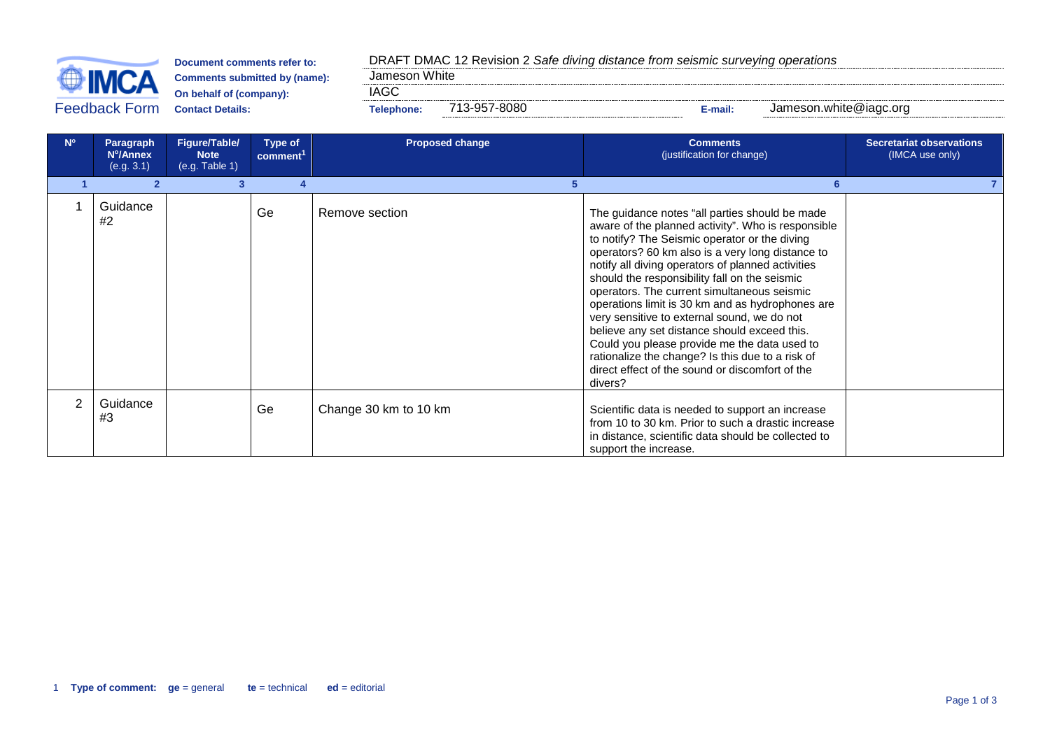IMCA Feedback Form

**Document comments refer to:** DRAFT DMAC 12 Revision 2 *Safe diving distance from seismic surveying operations*

**Comments submitted by (name):** Jameson White

**On behalf of (company):** IAGC

**Contact Details:** **Telephone:** 713-957-8080 **E-mail:** Jameson.white@iagc.org

| N° | Paragraph N°/Annex (e.g. 3.1) | Figure/Table/ Note (e.g. Table 1) | Type of comment[1] | Proposed change | Comments (justification for change) | Secretariat observations (IMCA use only) |
|---|---|---|---|---|---|---|
| 1 | 2 | 3 | 4 | 5 | 6 | 7 |
| 1 | Guidance #2 | | Ge | Remove section | The guidance notes "all parties should be made aware of the planned activity". Who is responsible to notify? The Seismic operator or the diving operators? 60 km also is a very long distance to notify all diving operators of planned activities should the responsibility fall on the seismic operators. The current simultaneous seismic operations limit is 30 km and as hydrophones are very sensitive to external sound, we do not believe any set distance should exceed this. Could you please provide me the data used to rationalize the change? Is this due to a risk of direct effect of the sound or discomfort of the divers? | |
| 2 | Guidance #3 | | Ge | Change 30 km to 10 km | Scientific data is needed to support an increase from 10 to 30 km. Prior to such a drastic increase in distance, scientific data should be collected to support the increase. | |

1 **Type of comment:** **ge** = general **te** = technical **ed** = editorial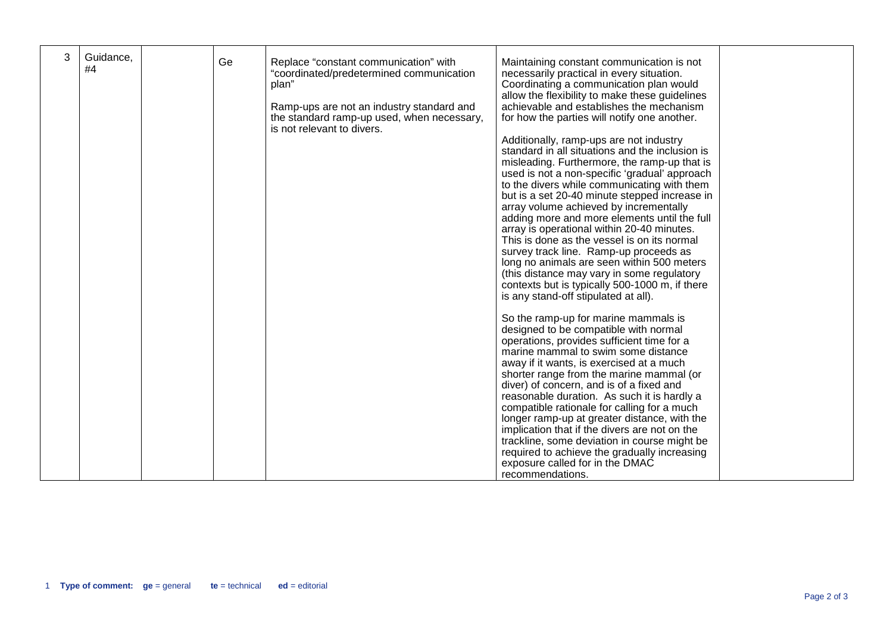| 3 | Guidance, #4 | | Ge | Replace "constant communication" with "coordinated/predetermined communication plan"<br><br>Ramp-ups are not an industry standard and the standard ramp-up used, when necessary, is not relevant to divers. | Maintaining constant communication is not necessarily practical in every situation. Coordinating a communication plan would allow the flexibility to make these guidelines achievable and establishes the mechanism for how the parties will notify one another.<br><br>Additionally, ramp-ups are not industry standard in all situations and the inclusion is misleading. Furthermore, the ramp-up that is used is not a non-specific 'gradual' approach to the divers while communicating with them but is a set 20-40 minute stepped increase in array volume achieved by incrementally adding more and more elements until the full array is operational within 20-40 minutes. This is done as the vessel is on its normal survey track line. Ramp-up proceeds as long no animals are seen within 500 meters (this distance may vary in some regulatory contexts but is typically 500-1000 m, if there is any stand-off stipulated at all).<br><br>So the ramp-up for marine mammals is designed to be compatible with normal operations, provides sufficient time for a marine mammal to swim some distance away if it wants, is exercised at a much shorter range from the marine mammal (or diver) of concern, and is of a fixed and reasonable duration. As such it is hardly a compatible rationale for calling for a much longer ramp-up at greater distance, with the implication that if the divers are not on the trackline, some deviation in course might be required to achieve the gradually increasing exposure called for in the DMAC recommendations. | |
|---|---|---|---|---|---|---|

1 **Type of comment:** **ge** = general **te** = technical **ed** = editorial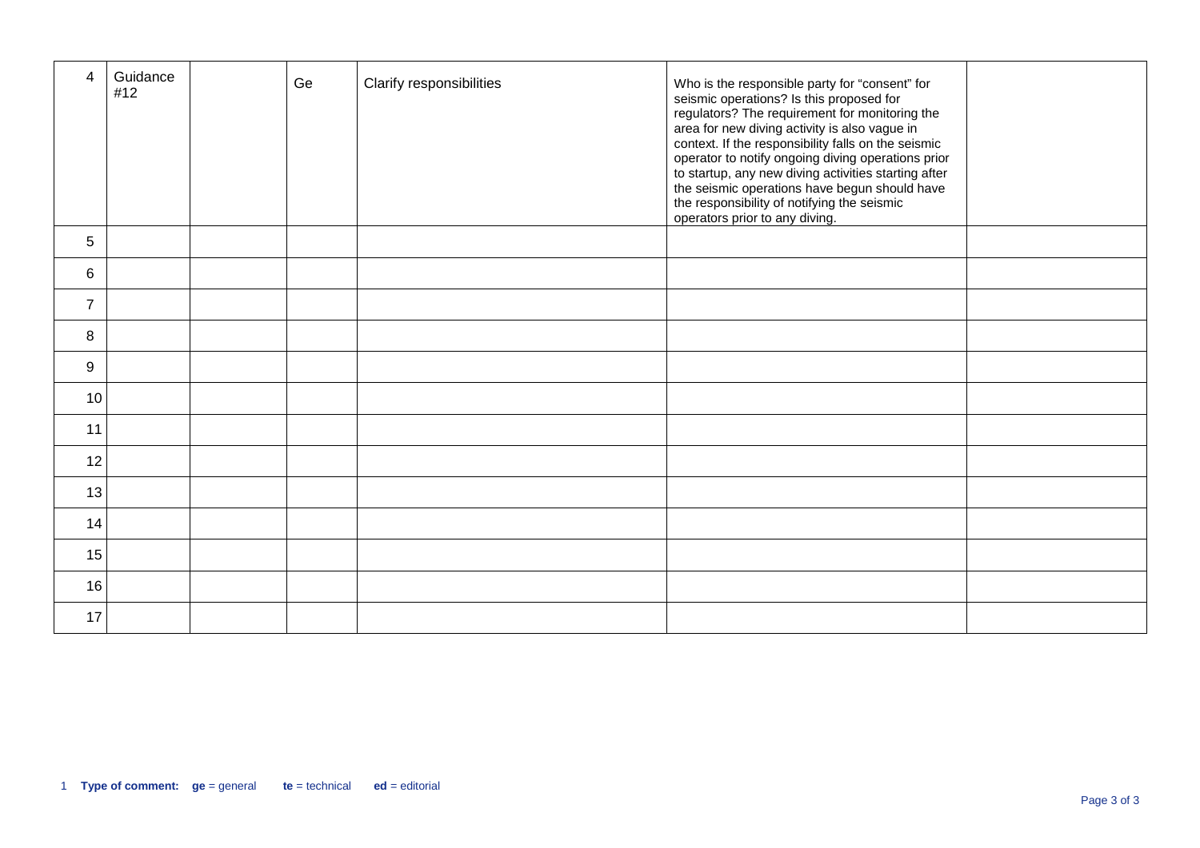| | | | | | | |
|---|---|---|---|---|---|---|
| 4 | Guidance #12 | | Ge | Clarify responsibilities | Who is the responsible party for "consent" for seismic operations? Is this proposed for regulators? The requirement for monitoring the area for new diving activity is also vague in context. If the responsibility falls on the seismic operator to notify ongoing diving operations prior to startup, any new diving activities starting after the seismic operations have begun should have the responsibility of notifying the seismic operators prior to any diving. | |
| 5 | | | | | | |
| 6 | | | | | | |
| 7 | | | | | | |
| 8 | | | | | | |
| 9 | | | | | | |
| 10 | | | | | | |
| 11 | | | | | | |
| 12 | | | | | | |
| 13 | | | | | | |
| 14 | | | | | | |
| 15 | | | | | | |
| 16 | | | | | | |
| 17 | | | | | | |

1 **Type of comment:** **ge** = general **te** = technical **ed** = editorial